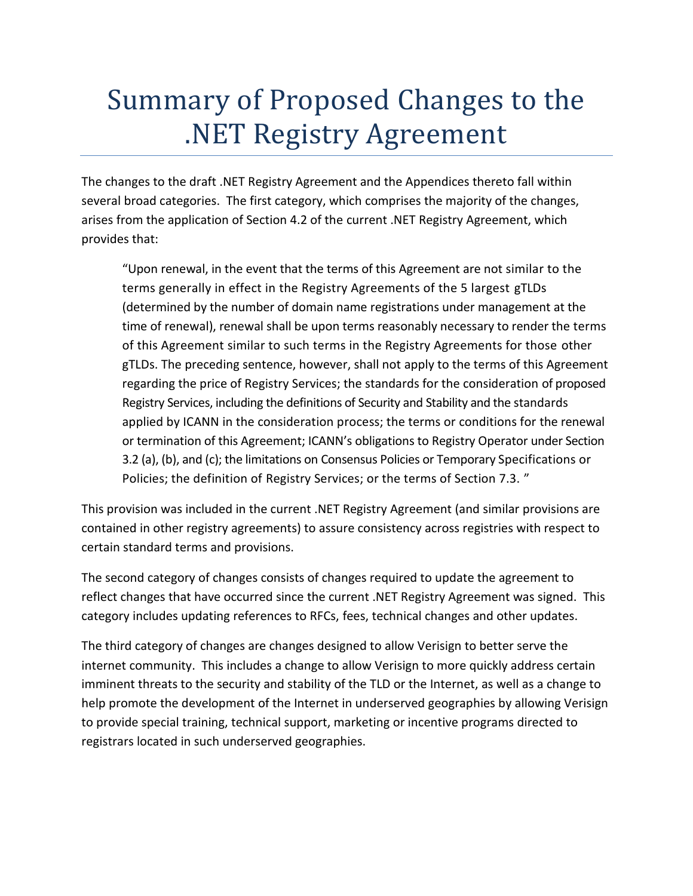# Summary of Proposed Changes to the .NET Registry Agreement

The changes to the draft .NET Registry Agreement and the Appendices thereto fall within several broad categories. The first category, which comprises the majority of the changes, arises from the application of Section 4.2 of the current .NET Registry Agreement, which provides that:

> "Upon renewal, in the event that the terms of this Agreement are not similar to the terms generally in effect in the Registry Agreements of the 5 largest gTLDs (determined by the number of domain name registrations under management at the time of renewal), renewal shall be upon terms reasonably necessary to render the terms of this Agreement similar to such terms in the Registry Agreements for those other gTLDs. The preceding sentence, however, shall not apply to the terms of this Agreement regarding the price of Registry Services; the standards for the consideration of proposed Registry Services, including the definitions of Security and Stability and the standards applied by ICANN in the consideration process; the terms or conditions for the renewal or termination of this Agreement; ICANN's obligations to Registry Operator under Section 3.2 (a), (b), and (c); the limitations on Consensus Policies or Temporary Specifications or Policies; the definition of Registry Services; or the terms of Section 7.3. "

This provision was included in the current .NET Registry Agreement (and similar provisions are contained in other registry agreements) to assure consistency across registries with respect to certain standard terms and provisions.

The second category of changes consists of changes required to update the agreement to reflect changes that have occurred since the current .NET Registry Agreement was signed. This category includes updating references to RFCs, fees, technical changes and other updates.

The third category of changes are changes designed to allow Verisign to better serve the internet community. This includes a change to allow Verisign to more quickly address certain imminent threats to the security and stability of the TLD or the Internet, as well as a change to help promote the development of the Internet in underserved geographies by allowing Verisign to provide special training, technical support, marketing or incentive programs directed to registrars located in such underserved geographies.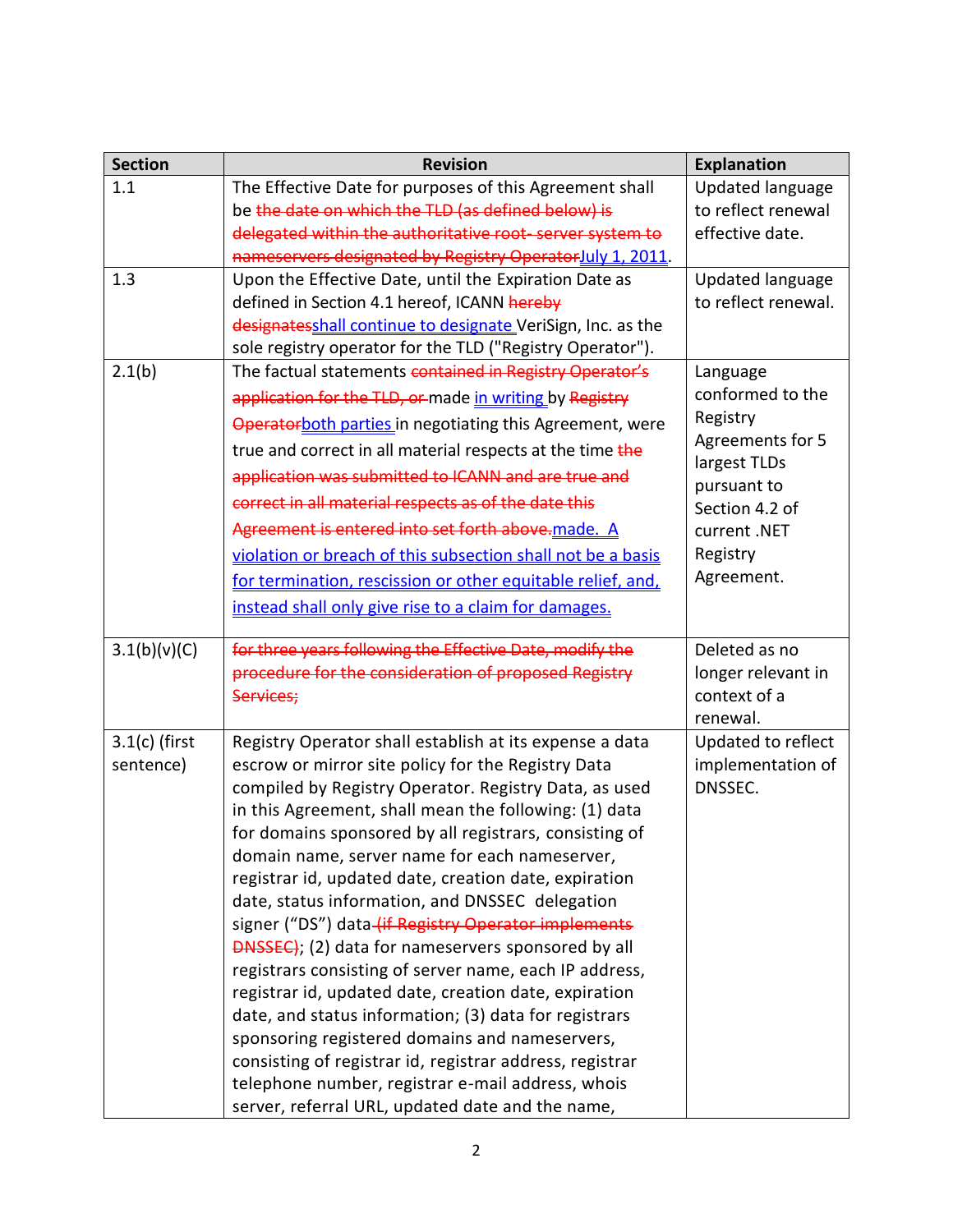| Section | Revision | Explanation |
|---|---|---|
| 1.1 | The Effective Date for purposes of this Agreement shall be ~~the date on which the TLD (as defined below) is delegated within the authoritative root- server system to nameservers designated by Registry Operator~~July 1, 2011. | Updated language to reflect renewal effective date. |
| 1.3 | Upon the Effective Date, until the Expiration Date as defined in Section 4.1 hereof, ICANN ~~hereby designates~~shall continue to designate VeriSign, Inc. as the sole registry operator for the TLD ("Registry Operator"). | Updated language to reflect renewal. |
| 2.1(b) | The factual statements ~~contained in Registry Operator's application for the TLD, or~~ made in writing by ~~Registry Operator~~both parties in negotiating this Agreement, were true and correct in all material respects at the time ~~the application was submitted to ICANN and are true and correct in all material respects as of the date this Agreement is entered into set forth above.~~made. A violation or breach of this subsection shall not be a basis for termination, rescission or other equitable relief, and, instead shall only give rise to a claim for damages. | Language conformed to the Registry Agreements for 5 largest TLDs pursuant to Section 4.2 of current .NET Registry Agreement. |
| 3.1(b)(v)(C) | ~~for three years following the Effective Date, modify the procedure for the consideration of proposed Registry Services;~~ | Deleted as no longer relevant in context of a renewal. |
| 3.1(c) (first sentence) | Registry Operator shall establish at its expense a data escrow or mirror site policy for the Registry Data compiled by Registry Operator. Registry Data, as used in this Agreement, shall mean the following: (1) data for domains sponsored by all registrars, consisting of domain name, server name for each nameserver, registrar id, updated date, creation date, expiration date, status information, and DNSSEC delegation signer ("DS") data ~~(if Registry Operator implements DNSSEC)~~; (2) data for nameservers sponsored by all registrars consisting of server name, each IP address, registrar id, updated date, creation date, expiration date, and status information; (3) data for registrars sponsoring registered domains and nameservers, consisting of registrar id, registrar address, registrar telephone number, registrar e-mail address, whois server, referral URL, updated date and the name, | Updated to reflect implementation of DNSSEC. |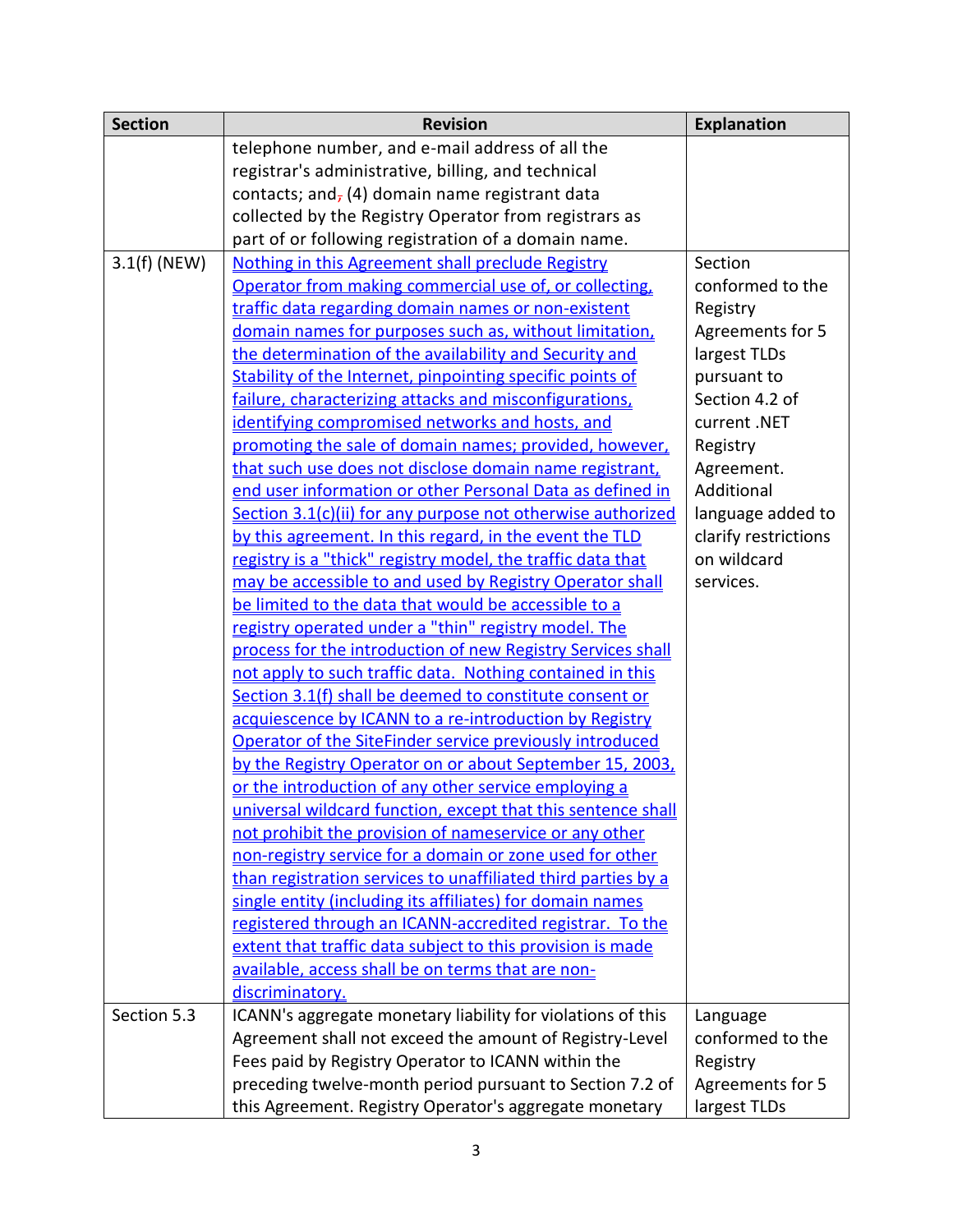| Section | Revision | Explanation |
|---|---|---|
| | telephone number, and e-mail address of all the registrar's administrative, billing, and technical contacts; and~~,~~ (4) domain name registrant data collected by the Registry Operator from registrars as part of or following registration of a domain name. | |
| 3.1(f) (NEW) | <u>Nothing in this Agreement shall preclude Registry Operator from making commercial use of, or collecting, traffic data regarding domain names or non-existent domain names for purposes such as, without limitation, the determination of the availability and Security and Stability of the Internet, pinpointing specific points of failure, characterizing attacks and misconfigurations, identifying compromised networks and hosts, and promoting the sale of domain names; provided, however, that such use does not disclose domain name registrant, end user information or other Personal Data as defined in Section 3.1(c)(ii) for any purpose not otherwise authorized by this agreement. In this regard, in the event the TLD registry is a "thick" registry model, the traffic data that may be accessible to and used by Registry Operator shall be limited to the data that would be accessible to a registry operated under a "thin" registry model. The process for the introduction of new Registry Services shall not apply to such traffic data. Nothing contained in this Section 3.1(f) shall be deemed to constitute consent or acquiescence by ICANN to a re-introduction by Registry Operator of the SiteFinder service previously introduced by the Registry Operator on or about September 15, 2003, or the introduction of any other service employing a universal wildcard function, except that this sentence shall not prohibit the provision of nameservice or any other non-registry service for a domain or zone used for other than registration services to unaffiliated third parties by a single entity (including its affiliates) for domain names registered through an ICANN-accredited registrar. To the extent that traffic data subject to this provision is made available, access shall be on terms that are non-discriminatory.</u> | Section conformed to the Registry Agreements for 5 largest TLDs pursuant to Section 4.2 of current .NET Registry Agreement. Additional language added to clarify restrictions on wildcard services. |
| Section 5.3 | ICANN's aggregate monetary liability for violations of this Agreement shall not exceed the amount of Registry-Level Fees paid by Registry Operator to ICANN within the preceding twelve-month period pursuant to Section 7.2 of this Agreement. Registry Operator's aggregate monetary | Language conformed to the Registry Agreements for 5 largest TLDs |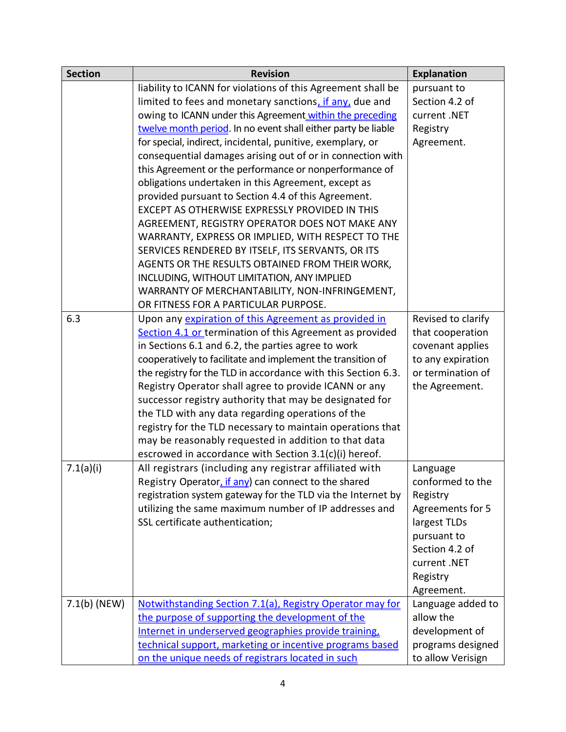| Section | Revision | Explanation |
|---|---|---|
| | liability to ICANN for violations of this Agreement shall be limited to fees and monetary sanctions, if any, due and owing to ICANN under this Agreement within the preceding twelve month period. In no event shall either party be liable for special, indirect, incidental, punitive, exemplary, or consequential damages arising out of or in connection with this Agreement or the performance or nonperformance of obligations undertaken in this Agreement, except as provided pursuant to Section 4.4 of this Agreement. EXCEPT AS OTHERWISE EXPRESSLY PROVIDED IN THIS AGREEMENT, REGISTRY OPERATOR DOES NOT MAKE ANY WARRANTY, EXPRESS OR IMPLIED, WITH RESPECT TO THE SERVICES RENDERED BY ITSELF, ITS SERVANTS, OR ITS AGENTS OR THE RESULTS OBTAINED FROM THEIR WORK, INCLUDING, WITHOUT LIMITATION, ANY IMPLIED WARRANTY OF MERCHANTABILITY, NON-INFRINGEMENT, OR FITNESS FOR A PARTICULAR PURPOSE. | pursuant to Section 4.2 of current .NET Registry Agreement. |
| 6.3 | Upon any expiration of this Agreement as provided in Section 4.1 or termination of this Agreement as provided in Sections 6.1 and 6.2, the parties agree to work cooperatively to facilitate and implement the transition of the registry for the TLD in accordance with this Section 6.3. Registry Operator shall agree to provide ICANN or any successor registry authority that may be designated for the TLD with any data regarding operations of the registry for the TLD necessary to maintain operations that may be reasonably requested in addition to that data escrowed in accordance with Section 3.1(c)(i) hereof. | Revised to clarify that cooperation covenant applies to any expiration or termination of the Agreement. |
| 7.1(a)(i) | All registrars (including any registrar affiliated with Registry Operator, if any) can connect to the shared registration system gateway for the TLD via the Internet by utilizing the same maximum number of IP addresses and SSL certificate authentication; | Language conformed to the Registry Agreements for 5 largest TLDs pursuant to Section 4.2 of current .NET Registry Agreement. |
| 7.1(b) (NEW) | Notwithstanding Section 7.1(a), Registry Operator may for the purpose of supporting the development of the Internet in underserved geographies provide training, technical support, marketing or incentive programs based on the unique needs of registrars located in such | Language added to allow the development of programs designed to allow Verisign |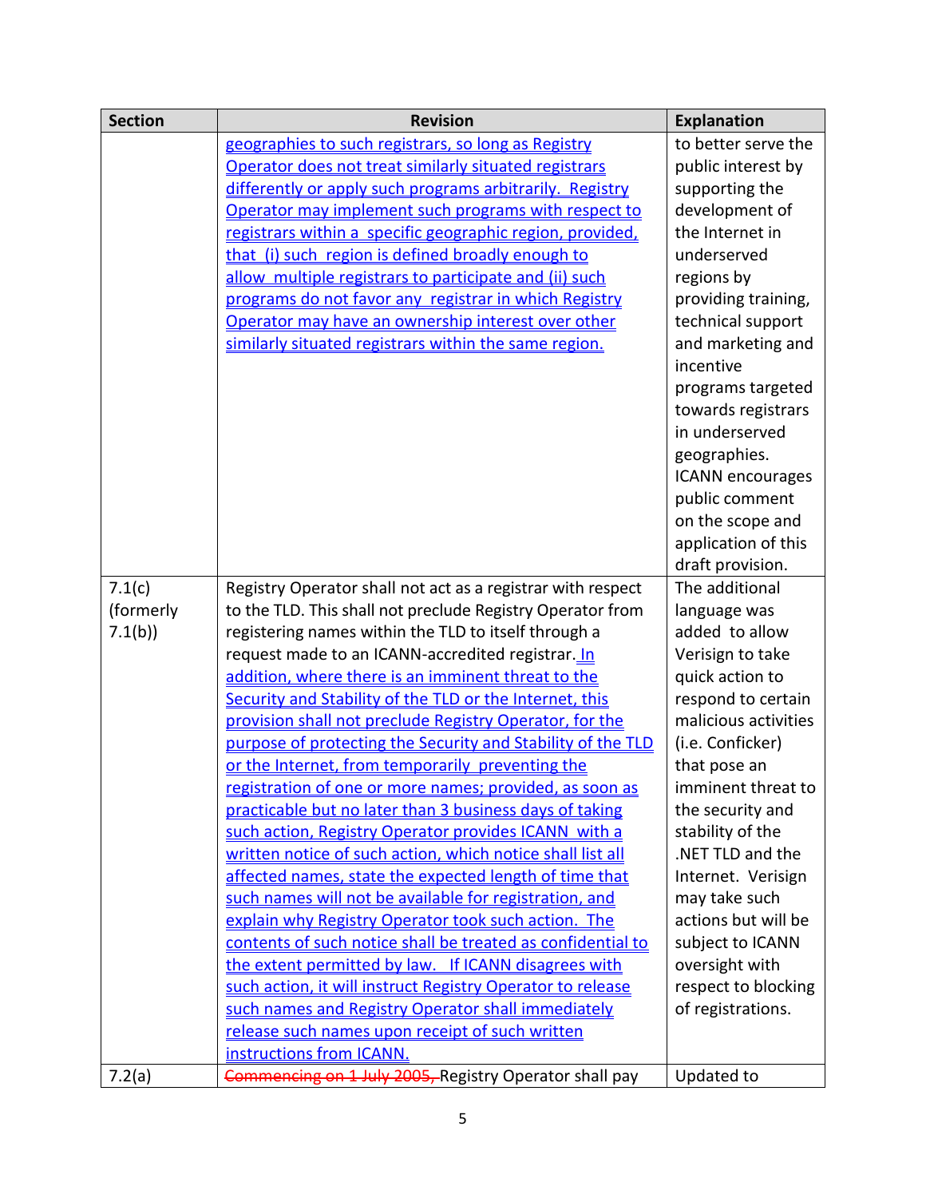| Section | Revision | Explanation |
| --- | --- | --- |
| | geographies to such registrars, so long as Registry Operator does not treat similarly situated registrars differently or apply such programs arbitrarily. Registry Operator may implement such programs with respect to registrars within a specific geographic region, provided, that (i) such region is defined broadly enough to allow multiple registrars to participate and (ii) such programs do not favor any registrar in which Registry Operator may have an ownership interest over other similarly situated registrars within the same region. | to better serve the public interest by supporting the development of the Internet in underserved regions by providing training, technical support and marketing and incentive programs targeted towards registrars in underserved geographies. ICANN encourages public comment on the scope and application of this draft provision. |
| 7.1(c) (formerly 7.1(b)) | Registry Operator shall not act as a registrar with respect to the TLD. This shall not preclude Registry Operator from registering names within the TLD to itself through a request made to an ICANN-accredited registrar. In addition, where there is an imminent threat to the Security and Stability of the TLD or the Internet, this provision shall not preclude Registry Operator, for the purpose of protecting the Security and Stability of the TLD or the Internet, from temporarily preventing the registration of one or more names; provided, as soon as practicable but no later than 3 business days of taking such action, Registry Operator provides ICANN with a written notice of such action, which notice shall list all affected names, state the expected length of time that such names will not be available for registration, and explain why Registry Operator took such action. The contents of such notice shall be treated as confidential to the extent permitted by law. If ICANN disagrees with such action, it will instruct Registry Operator to release such names and Registry Operator shall immediately release such names upon receipt of such written instructions from ICANN. | The additional language was added to allow Verisign to take quick action to respond to certain malicious activities (i.e. Conficker) that pose an imminent threat to the security and stability of the .NET TLD and the Internet. Verisign may take such actions but will be subject to ICANN oversight with respect to blocking of registrations. |
| 7.2(a) | ~~Commencing on 1 July 2005,~~ Registry Operator shall pay | Updated to |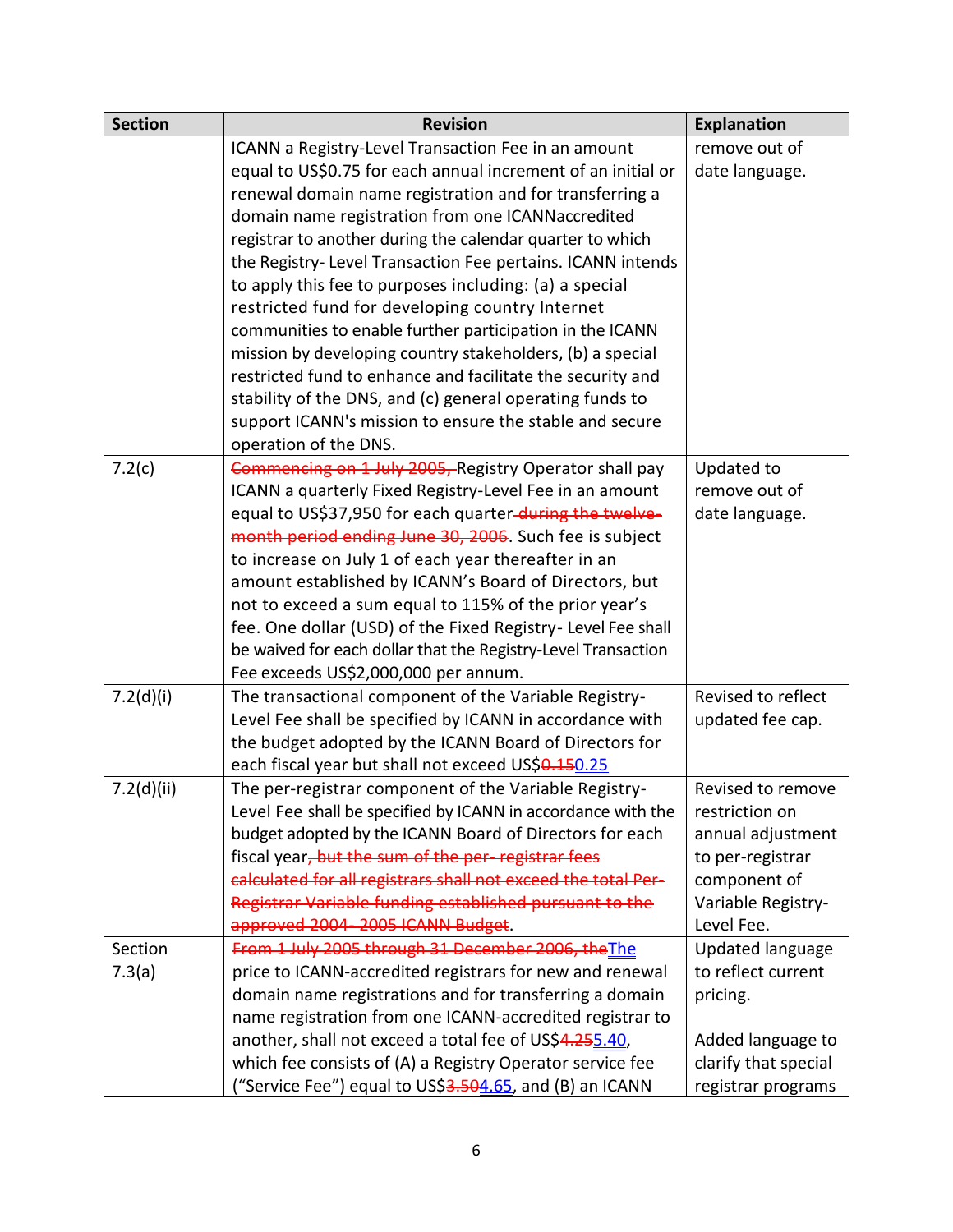| Section | Revision | Explanation |
|---|---|---|
| | ICANN a Registry-Level Transaction Fee in an amount equal to US$0.75 for each annual increment of an initial or renewal domain name registration and for transferring a domain name registration from one ICANNaccredited registrar to another during the calendar quarter to which the Registry- Level Transaction Fee pertains. ICANN intends to apply this fee to purposes including: (a) a special restricted fund for developing country Internet communities to enable further participation in the ICANN mission by developing country stakeholders, (b) a special restricted fund to enhance and facilitate the security and stability of the DNS, and (c) general operating funds to support ICANN's mission to ensure the stable and secure operation of the DNS. | remove out of date language. |
| 7.2(c) | ~~Commencing on 1 July 2005,~~ Registry Operator shall pay ICANN a quarterly Fixed Registry-Level Fee in an amount equal to US$37,950 for each quarter ~~during the twelve-month period ending June 30, 2006~~. Such fee is subject to increase on July 1 of each year thereafter in an amount established by ICANN's Board of Directors, but not to exceed a sum equal to 115% of the prior year's fee. One dollar (USD) of the Fixed Registry- Level Fee shall be waived for each dollar that the Registry-Level Transaction Fee exceeds US$2,000,000 per annum. | Updated to remove out of date language. |
| 7.2(d)(i) | The transactional component of the Variable Registry-Level Fee shall be specified by ICANN in accordance with the budget adopted by the ICANN Board of Directors for each fiscal year but shall not exceed US$~~0.15~~0.25 | Revised to reflect updated fee cap. |
| 7.2(d)(ii) | The per-registrar component of the Variable Registry-Level Fee shall be specified by ICANN in accordance with the budget adopted by the ICANN Board of Directors for each fiscal year~~, but the sum of the per- registrar fees calculated for all registrars shall not exceed the total Per-Registrar Variable funding established pursuant to the approved 2004- 2005 ICANN Budget~~. | Revised to remove restriction on annual adjustment to per-registrar component of Variable Registry-Level Fee. |
| Section 7.3(a) | ~~From 1 July 2005 through 31 December 2006, the~~The price to ICANN-accredited registrars for new and renewal domain name registrations and for transferring a domain name registration from one ICANN-accredited registrar to another, shall not exceed a total fee of US$~~4.25~~5.40, which fee consists of (A) a Registry Operator service fee ("Service Fee") equal to US$~~3.50~~4.65, and (B) an ICANN | Updated language to reflect current pricing.<br><br>Added language to clarify that special registrar programs |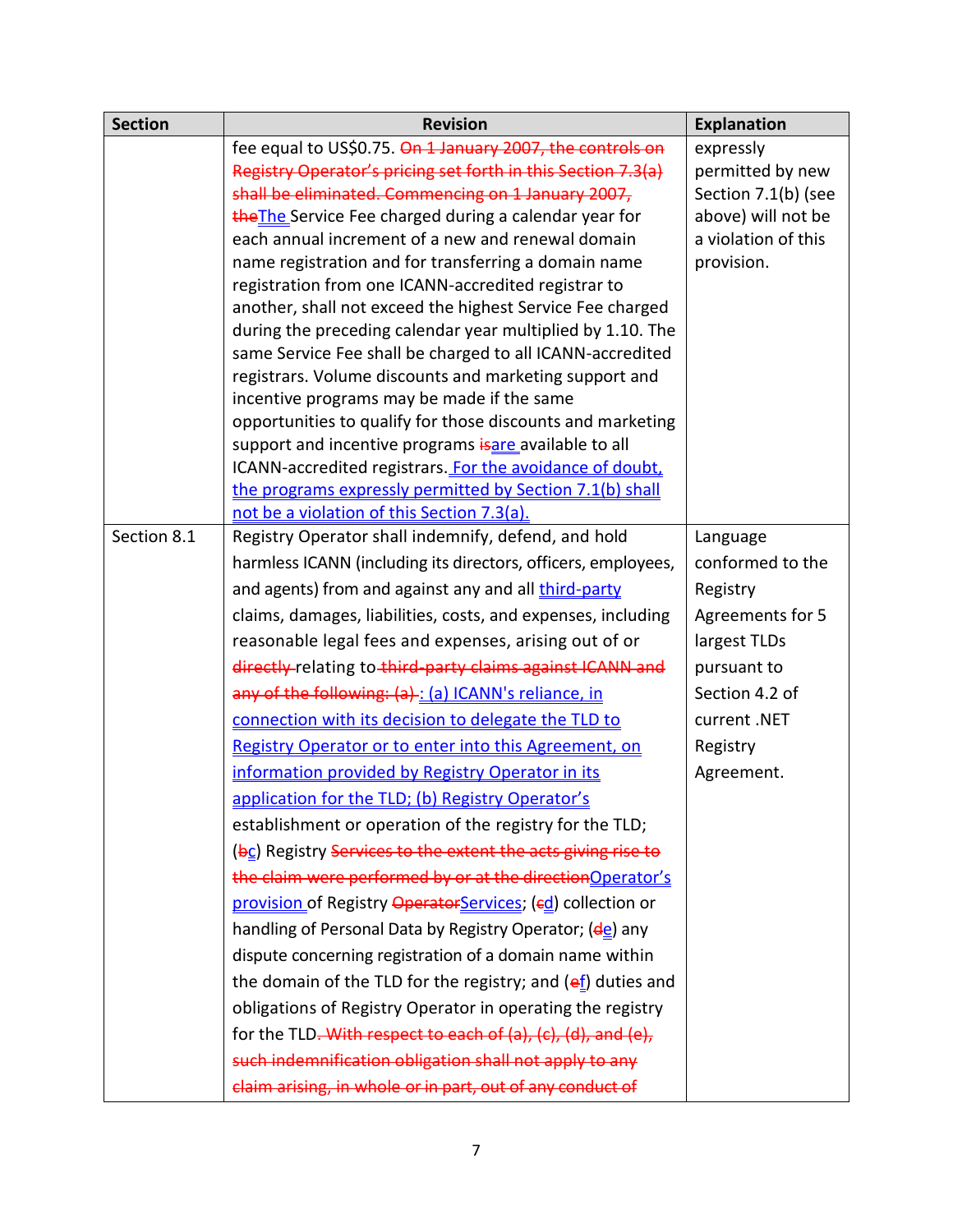| Section | Revision | Explanation |
|---|---|---|
| | fee equal to US$0.75. ~~On 1 January 2007, the controls on Registry Operator's pricing set forth in this Section 7.3(a) shall be eliminated. Commencing on 1 January 2007, the~~The Service Fee charged during a calendar year for each annual increment of a new and renewal domain name registration and for transferring a domain name registration from one ICANN-accredited registrar to another, shall not exceed the highest Service Fee charged during the preceding calendar year multiplied by 1.10. The same Service Fee shall be charged to all ICANN-accredited registrars. Volume discounts and marketing support and incentive programs may be made if the same opportunities to qualify for those discounts and marketing support and incentive programs ~~is~~are available to all ICANN-accredited registrars. For the avoidance of doubt, the programs expressly permitted by Section 7.1(b) shall not be a violation of this Section 7.3(a). | expressly permitted by new Section 7.1(b) (see above) will not be a violation of this provision. |
| Section 8.1 | Registry Operator shall indemnify, defend, and hold harmless ICANN (including its directors, officers, employees, and agents) from and against any and all third-party claims, damages, liabilities, costs, and expenses, including reasonable legal fees and expenses, arising out of or ~~directly~~ relating to ~~third-party claims against ICANN and any of the following: (a)~~: (a) ICANN's reliance, in connection with its decision to delegate the TLD to Registry Operator or to enter into this Agreement, on information provided by Registry Operator in its application for the TLD; (b) Registry Operator's establishment or operation of the registry for the TLD; (~~b~~c) Registry ~~Services to the extent the acts giving rise to the claim were performed by or at the direction~~Operator's provision of Registry ~~Operator~~Services; (~~c~~d) collection or handling of Personal Data by Registry Operator; (~~d~~e) any dispute concerning registration of a domain name within the domain of the TLD for the registry; and (~~e~~f) duties and obligations of Registry Operator in operating the registry for the TLD~~. With respect to each of (a), (c), (d), and (e), such indemnification obligation shall not apply to any claim arising, in whole or in part, out of any conduct of~~ | Language conformed to the Registry Agreements for 5 largest TLDs pursuant to Section 4.2 of current .NET Registry Agreement. |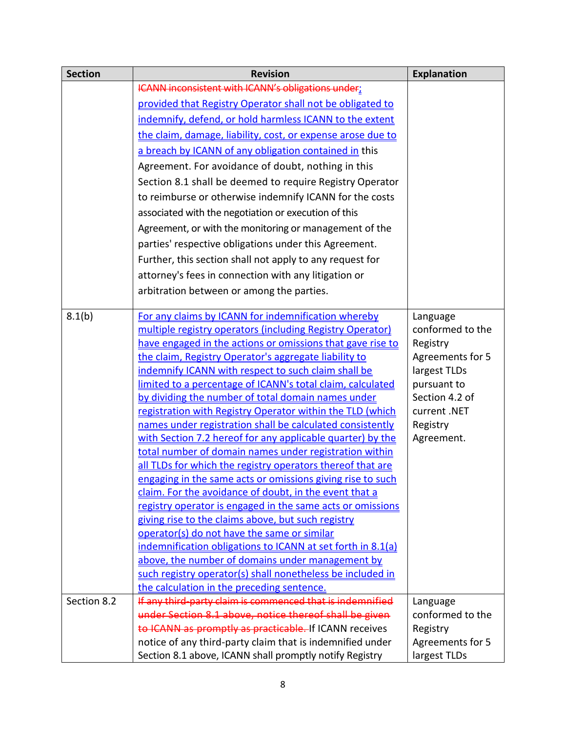| Section | Revision | Explanation |
| --- | --- | --- |
| | ~~ICANN inconsistent with ICANN's obligations under~~; provided that Registry Operator shall not be obligated to indemnify, defend, or hold harmless ICANN to the extent the claim, damage, liability, cost, or expense arose due to a breach by ICANN of any obligation contained in this Agreement. For avoidance of doubt, nothing in this Section 8.1 shall be deemed to require Registry Operator to reimburse or otherwise indemnify ICANN for the costs associated with the negotiation or execution of this Agreement, or with the monitoring or management of the parties' respective obligations under this Agreement. Further, this section shall not apply to any request for attorney's fees in connection with any litigation or arbitration between or among the parties. | |
| 8.1(b) | For any claims by ICANN for indemnification whereby multiple registry operators (including Registry Operator) have engaged in the actions or omissions that gave rise to the claim, Registry Operator's aggregate liability to indemnify ICANN with respect to such claim shall be limited to a percentage of ICANN's total claim, calculated by dividing the number of total domain names under registration with Registry Operator within the TLD (which names under registration shall be calculated consistently with Section 7.2 hereof for any applicable quarter) by the total number of domain names under registration within all TLDs for which the registry operators thereof that are engaging in the same acts or omissions giving rise to such claim. For the avoidance of doubt, in the event that a registry operator is engaged in the same acts or omissions giving rise to the claims above, but such registry operator(s) do not have the same or similar indemnification obligations to ICANN at set forth in 8.1(a) above, the number of domains under management by such registry operator(s) shall nonetheless be included in the calculation in the preceding sentence. | Language conformed to the Registry Agreements for 5 largest TLDs pursuant to Section 4.2 of current .NET Registry Agreement. |
| Section 8.2 | ~~If any third-party claim is commenced that is indemnified under Section 8.1 above, notice thereof shall be given to ICANN as promptly as practicable.~~ If ICANN receives notice of any third-party claim that is indemnified under Section 8.1 above, ICANN shall promptly notify Registry | Language conformed to the Registry Agreements for 5 largest TLDs |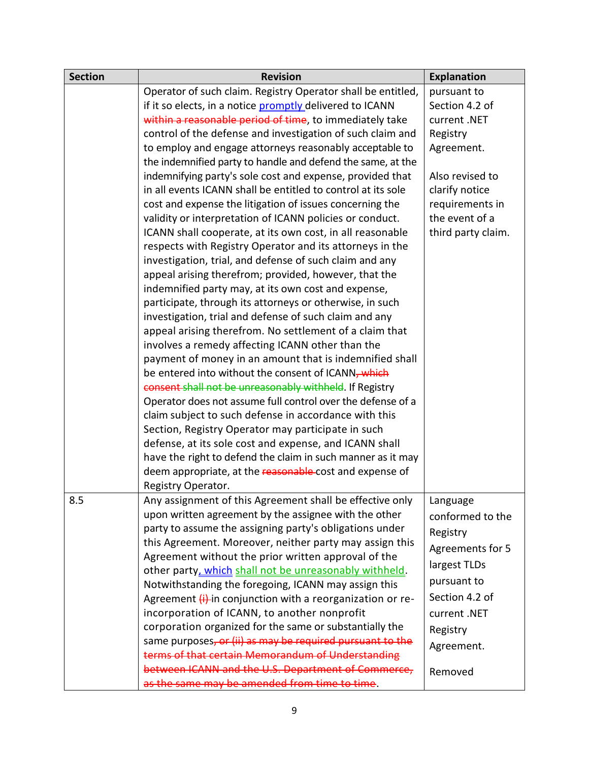| Section | Revision | Explanation |
| --- | --- | --- |
| | Operator of such claim. Registry Operator shall be entitled, if it so elects, in a notice promptly delivered to ICANN ~~within a reasonable period of time~~, to immediately take control of the defense and investigation of such claim and to employ and engage attorneys reasonably acceptable to the indemnified party to handle and defend the same, at the indemnifying party's sole cost and expense, provided that in all events ICANN shall be entitled to control at its sole cost and expense the litigation of issues concerning the validity or interpretation of ICANN policies or conduct. ICANN shall cooperate, at its own cost, in all reasonable respects with Registry Operator and its attorneys in the investigation, trial, and defense of such claim and any appeal arising therefrom; provided, however, that the indemnified party may, at its own cost and expense, participate, through its attorneys or otherwise, in such investigation, trial and defense of such claim and any appeal arising therefrom. No settlement of a claim that involves a remedy affecting ICANN other than the payment of money in an amount that is indemnified shall be entered into without the consent of ICANN~~, which consent shall not be unreasonably withheld~~. If Registry Operator does not assume full control over the defense of a claim subject to such defense in accordance with this Section, Registry Operator may participate in such defense, at its sole cost and expense, and ICANN shall have the right to defend the claim in such manner as it may deem appropriate, at the ~~reasonable~~ cost and expense of Registry Operator. | pursuant to Section 4.2 of current .NET Registry Agreement.<br><br>Also revised to clarify notice requirements in the event of a third party claim. |
| 8.5 | Any assignment of this Agreement shall be effective only upon written agreement by the assignee with the other party to assume the assigning party's obligations under this Agreement. Moreover, neither party may assign this Agreement without the prior written approval of the other party, which shall not be unreasonably withheld. Notwithstanding the foregoing, ICANN may assign this Agreement ~~(i)~~ in conjunction with a reorganization or re-incorporation of ICANN, to another nonprofit corporation organized for the same or substantially the same purposes~~, or (ii) as may be required pursuant to the terms of that certain Memorandum of Understanding between ICANN and the U.S. Department of Commerce, as the same may be amended from time to time~~. | Language conformed to the Registry Agreements for 5 largest TLDs pursuant to Section 4.2 of current .NET Registry Agreement.<br><br>Removed |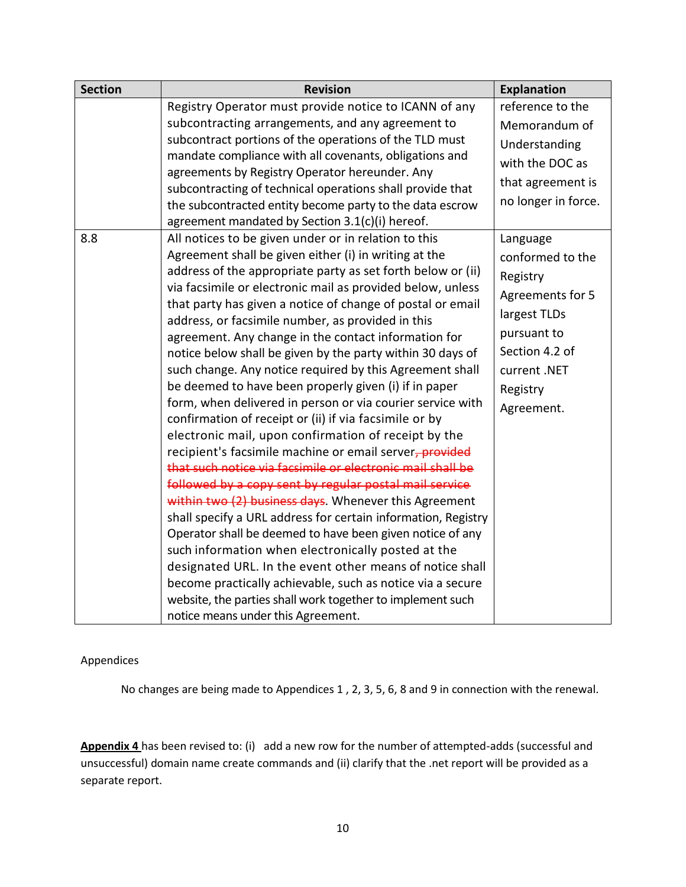| Section | Revision | Explanation |
| --- | --- | --- |
| | Registry Operator must provide notice to ICANN of any subcontracting arrangements, and any agreement to subcontract portions of the operations of the TLD must mandate compliance with all covenants, obligations and agreements by Registry Operator hereunder. Any subcontracting of technical operations shall provide that the subcontracted entity become party to the data escrow agreement mandated by Section 3.1(c)(i) hereof. | reference to the Memorandum of Understanding with the DOC as that agreement is no longer in force. |
| 8.8 | All notices to be given under or in relation to this Agreement shall be given either (i) in writing at the address of the appropriate party as set forth below or (ii) via facsimile or electronic mail as provided below, unless that party has given a notice of change of postal or email address, or facsimile number, as provided in this agreement. Any change in the contact information for notice below shall be given by the party within 30 days of such change. Any notice required by this Agreement shall be deemed to have been properly given (i) if in paper form, when delivered in person or via courier service with confirmation of receipt or (ii) if via facsimile or by electronic mail, upon confirmation of receipt by the recipient's facsimile machine or email server~~, provided that such notice via facsimile or electronic mail shall be followed by a copy sent by regular postal mail service within two (2) business days~~. Whenever this Agreement shall specify a URL address for certain information, Registry Operator shall be deemed to have been given notice of any such information when electronically posted at the designated URL. In the event other means of notice shall become practically achievable, such as notice via a secure website, the parties shall work together to implement such notice means under this Agreement. | Language conformed to the Registry Agreements for 5 largest TLDs pursuant to Section 4.2 of current .NET Registry Agreement. |

Appendices

No changes are being made to Appendices 1 , 2, 3, 5, 6, 8 and 9 in connection with the renewal.

**Appendix 4** has revised to: (i) add a new row for the number of attempted-adds (successful and unsuccessful) domain name create commands and (ii) clarify that the .net report will be provided as a separate report.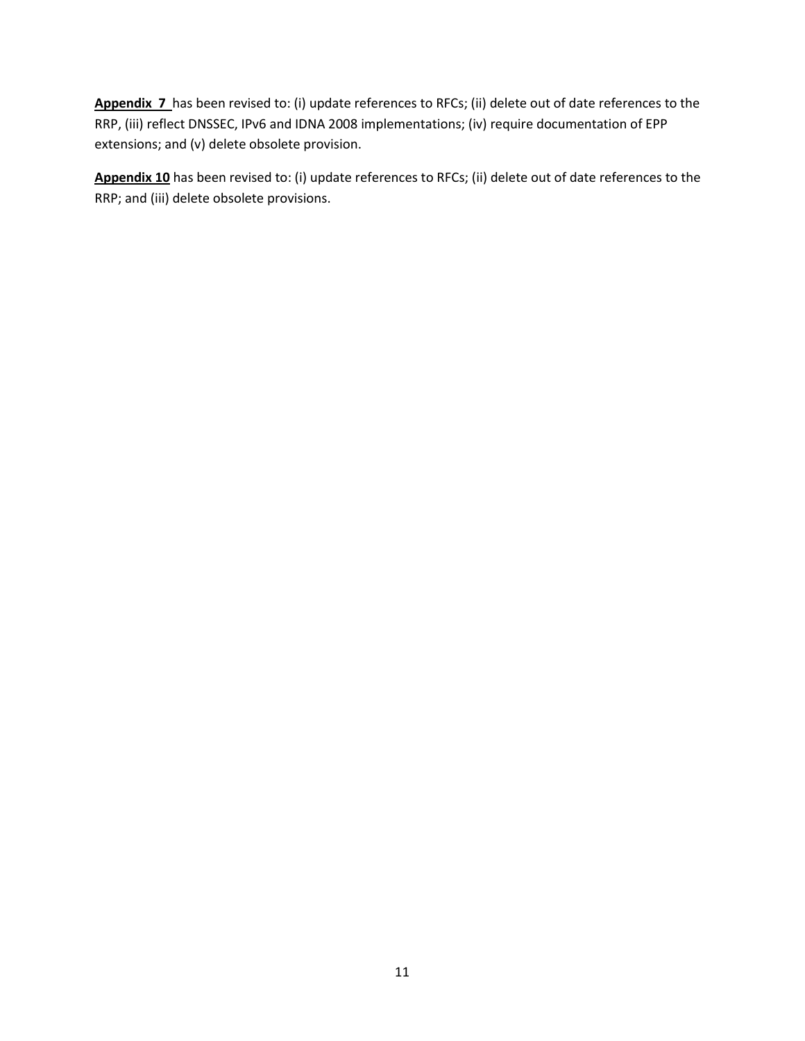**Appendix 7** has been revised to: (i) update references to RFCs; (ii) delete out of date references to the RRP, (iii) reflect DNSSEC, IPv6 and IDNA 2008 implementations; (iv) require documentation of EPP extensions; and (v) delete obsolete provision.

**Appendix 10** has been revised to: (i) update references to RFCs; (ii) delete out of date references to the RRP; and (iii) delete obsolete provisions.